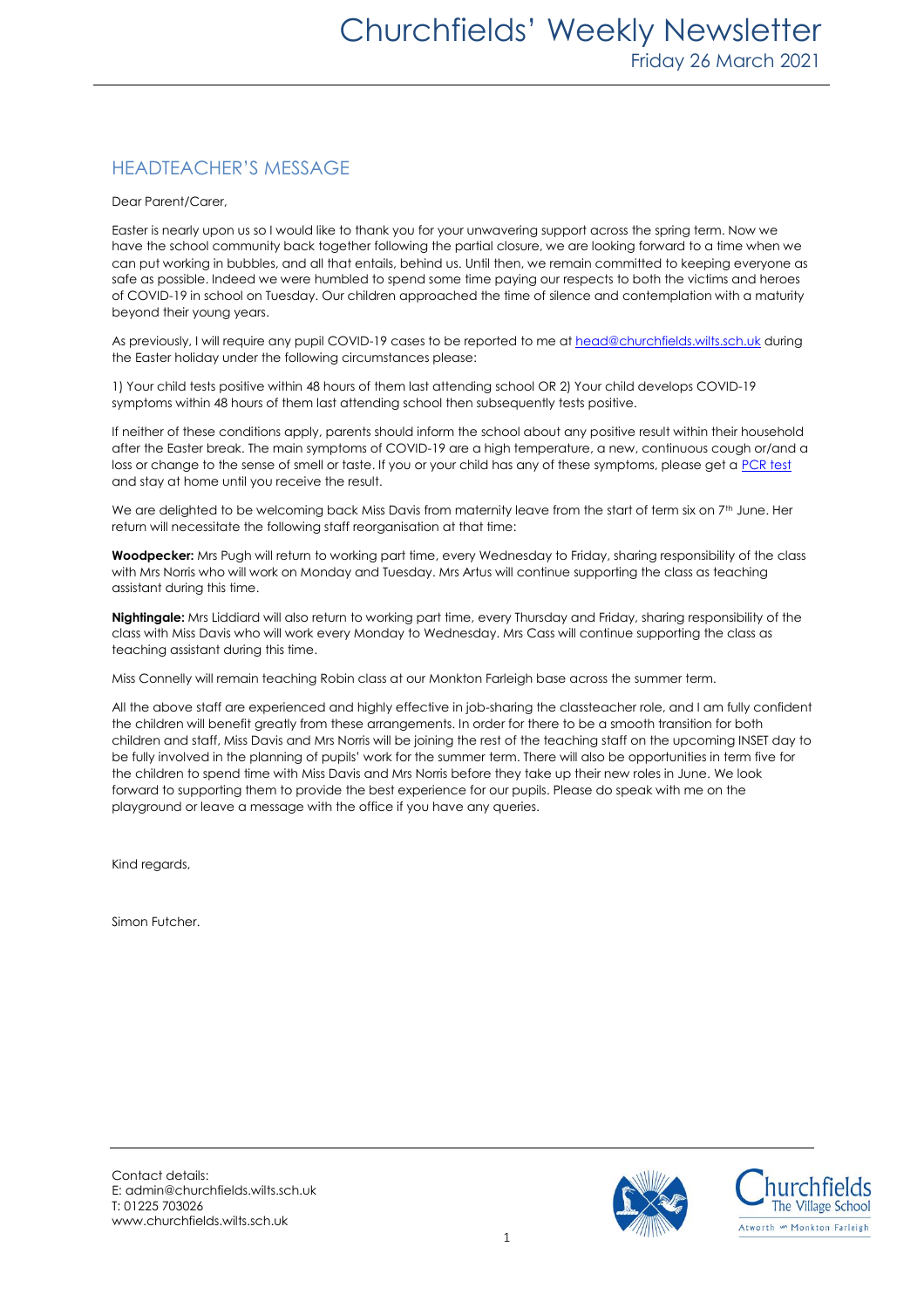# Churchfields' Weekly Newsletter

Friday 26 March 2021

## HEADTEACHER'S MESSAGE

Dear Parent/Carer,

Easter is nearly upon us so I would like to thank you for your unwavering support across the spring term. Now we have the school community back together following the partial closure, we are looking forward to a time when we can put working in bubbles, and all that entails, behind us. Until then, we remain committed to keeping everyone as safe as possible. Indeed we were humbled to spend some time paying our respects to both the victims and heroes of COVID-19 in school on Tuesday. Our children approached the time of silence and contemplation with a maturity beyond their young years.

As previously, I will require any pupil COVID-19 cases to be reported to me at [head@churchfields.wilts.sch.uk](mailto:head@churchfields.wilts.sch.uk) during the Easter holiday under the following circumstances please:

1) Your child tests positive within 48 hours of them last attending school OR 2) Your child develops COVID-19 symptoms within 48 hours of them last attending school then subsequently tests positive.

If neither of these conditions apply, parents should inform the school about any positive result within their household after the Easter break. The main symptoms of COVID-19 are a high temperature, a new, continuous cough or/and a loss or change to the sense of smell or taste. If you or your child has any of these symptoms, please get a PCR test and stay at home until you receive the result.

We are delighted to be welcoming back Miss Davis from maternity leave from the start of term six on 7th June. Her return will necessitate the following staff reorganisation at that time:

**Woodpecker:** Mrs Pugh will return to working part time, every Wednesday to Friday, sharing responsibility of the class with Mrs Norris who will work on Monday and Tuesday. Mrs Artus will continue supporting the class as teaching assistant during this time.

**Nightingale:** Mrs Liddiard will also return to working part time, every Thursday and Friday, sharing responsibility of the class with Miss Davis who will work every Monday to Wednesday. Mrs Cass will continue supporting the class as teaching assistant during this time.

Miss Connelly will remain teaching Robin class at our Monkton Farleigh base across the summer term.

All the above staff are experienced and highly effective in job-sharing the classteacher role, and I am fully confident the children will benefit greatly from these arrangements. In order for there to be a smooth transition for both children and staff, Miss Davis and Mrs Norris will be joining the rest of the teaching staff on the upcoming INSET day to be fully involved in the planning of pupils' work for the summer term. There will also be opportunities in term five for the children to spend time with Miss Davis and Mrs Norris before they take up their new roles in June. We look forward to supporting them to provide the best experience for our pupils. Please do speak with me on the playground or leave a message with the office if you have any queries.

Kind regards,

Simon Futcher.

Contact details:
E: admin@churchfields.wilts.sch.uk
T: 01225 703026
www.churchfields.wilts.sch.uk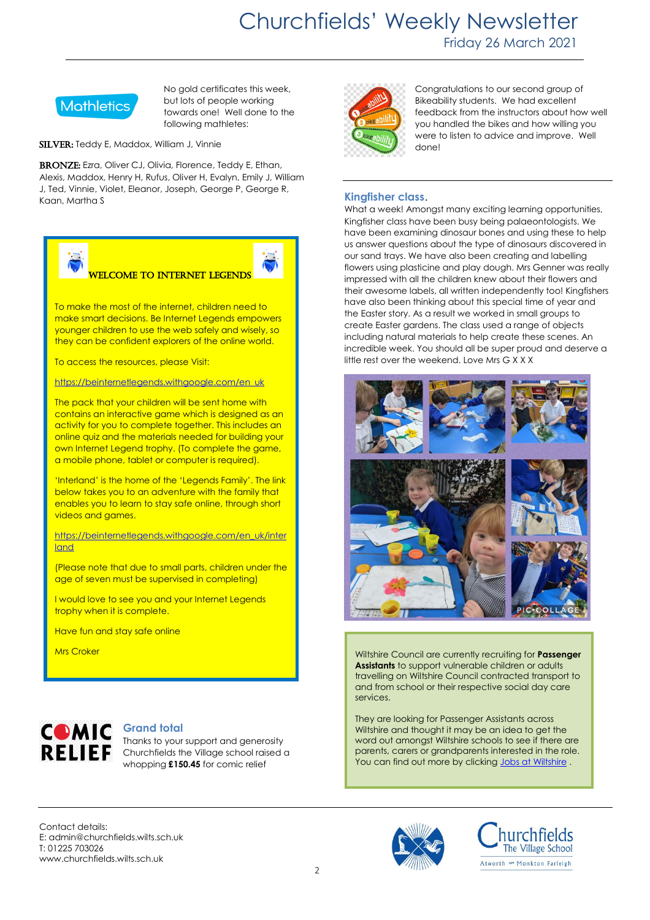# Churchfields' Weekly Newsletter

Friday 26 March 2021

No gold certificates this week, but lots of people working towards one! Well done to the following mathletes:

**SILVER:** Teddy E, Maddox, William J, Vinnie

**BRONZE:** Ezra, Oliver CJ, Olivia, Florence, Teddy E, Ethan, Alexis, Maddox, Henry H, Rufus, Oliver H, Evalyn, Emily J, William J, Ted, Vinnie, Violet, Eleanor, Joseph, George P, George R, Kaan, Martha S

## WELCOME TO INTERNET LEGENDS

To make the most of the internet, children need to make smart decisions. Be Internet Legends empowers younger children to use the web safely and wisely, so they can be confident explorers of the online world.

To access the resources, please Visit:

https://beinternetlegends.withgoogle.com/en_uk

The pack that your children will be sent home with contains an interactive game which is designed as an activity for you to complete together. This includes an online quiz and the materials needed for building your own Internet Legend trophy. (To complete the game, a mobile phone, tablet or computer is required).

'Interland' is the home of the 'Legends Family'. The link below takes you to an adventure with the family that enables you to learn to stay safe online, through short videos and games.

https://beinternetlegends.withgoogle.com/en_uk/interland

(Please note that due to small parts, children under the age of seven must be supervised in completing)

I would love to see you and your Internet Legends trophy when it is complete.

Have fun and stay safe online

Mrs Croker

## Grand total

Thanks to your support and generosity Churchfields the Village school raised a whopping **£150.45** for comic relief

Congratulations to our second group of Bikeability students. We had excellent feedback from the instructors about how well you handled the bikes and how willing you were to listen to advice and improve. Well done!

## Kingfisher class.

What a week! Amongst many exciting learning opportunities, Kingfisher class have been busy being palaeontologists. We have been examining dinosaur bones and using these to help us answer questions about the type of dinosaurs discovered in our sand trays. We have also been creating and labelling flowers using plasticine and play dough. Mrs Genner was really impressed with all the children knew about their flowers and their awesome labels, all written independently too! Kingfishers have also been thinking about this special time of year and the Easter story. As a result we worked in small groups to create Easter gardens. The class used a range of objects including natural materials to help create these scenes. An incredible week. You should all be super proud and deserve a little rest over the weekend. Love Mrs G X X X

Wiltshire Council are currently recruiting for **Passenger Assistants** to support vulnerable children or adults travelling on Wiltshire Council contracted transport to and from school or their respective social day care services.

They are looking for Passenger Assistants across Wiltshire and thought it may be an idea to get the word out amongst Wiltshire schools to see if there are parents, carers or grandparents interested in the role. You can find out more by clicking Jobs at Wiltshire .

Contact details:
E: admin@churchfields.wilts.sch.uk
T: 01225 703026
www.churchfields.wilts.sch.uk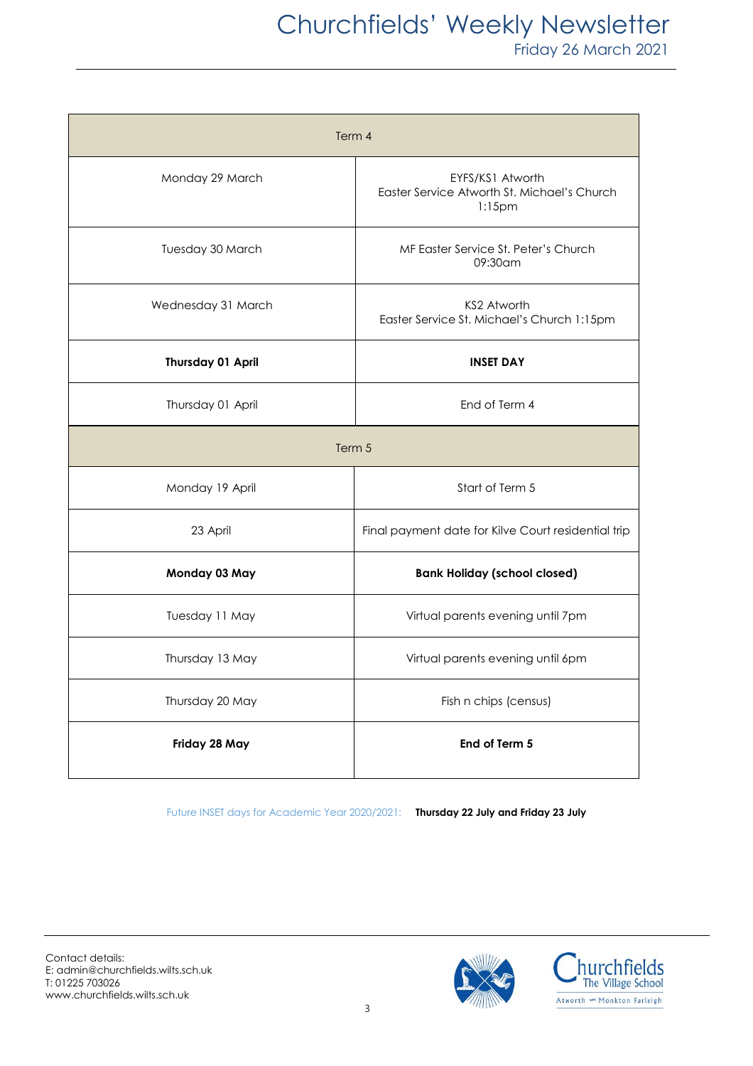| Term 4 | |
|---|---|
| Monday 29 March | EYFS/KS1 Atworth<br>Easter Service Atworth St. Michael's Church 1:15pm |
| Tuesday 30 March | MF Easter Service St. Peter's Church 09:30am |
| Wednesday 31 March | KS2 Atworth<br>Easter Service St. Michael's Church 1:15pm |
| **Thursday 01 April** | **INSET DAY** |
| Thursday 01 April | End of Term 4 |
| Term 5 | |
| Monday 19 April | Start of Term 5 |
| 23 April | Final payment date for Kilve Court residential trip |
| **Monday 03 May** | **Bank Holiday (school closed)** |
| Tuesday 11 May | Virtual parents evening until 7pm |
| Thursday 13 May | Virtual parents evening until 6pm |
| Thursday 20 May | Fish n chips (census) |
| **Friday 28 May** | **End of Term 5** |

Future INSET days for Academic Year 2020/2021: **Thursday 22 July and Friday 23 July**

Contact details:
E: admin@churchfields.wilts.sch.uk
T: 01225 703026
www.churchfields.wilts.sch.uk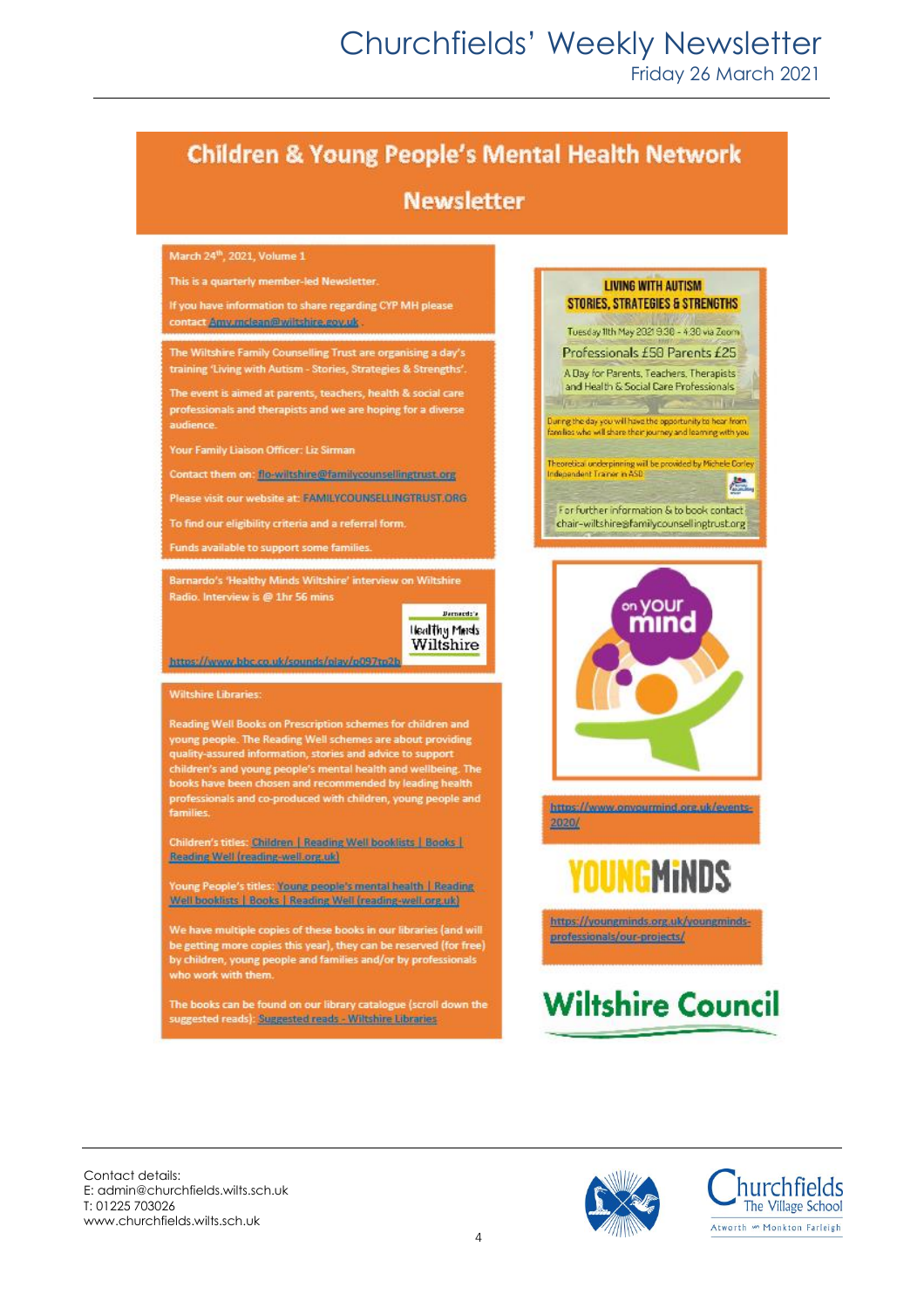# Children & Young People's Mental Health Network

## Newsletter

March 24th, 2021, Volume 1

This is a quarterly member-led Newsletter.

If you have information to share regarding CYP MH please contact Amy.mclean@wiltshire.gov.uk .

The Wiltshire Family Counselling Trust are organising a day's training 'Living with Autism - Stories, Strategies & Strengths'.

The event is aimed at parents, teachers, health & social care professionals and therapists and we are hoping for a diverse audience.

Your Family Liaison Officer: Liz Sirman

Contact them on: flo-wiltshire@familycounsellingtrust.org

Please visit our website at: FAMILYCOUNSELLINGTRUST.ORG

To find our eligibility criteria and a referral form.

Funds available to support some families.

Barnardo's 'Healthy Minds Wiltshire' interview on Wiltshire Radio. Interview is @ 1hr 56 mins

Barnardo's Healthy Minds Wiltshire

https://www.bbc.co.uk/sounds/play/p097tp2b

Wiltshire Libraries:

Reading Well Books on Prescription schemes for children and young people. The Reading Well schemes are about providing quality-assured information, stories and advice to support children's and young people's mental health and wellbeing. The books have been chosen and recommended by leading health professionals and co-produced with children, young people and families.

Children's titles: Children | Reading Well booklists | Books | Reading Well (reading-well.org.uk)

Young People's titles: Young people's mental health | Reading Well booklists | Books | Reading Well (reading-well.org.uk)

We have multiple copies of these books in our libraries (and will be getting more copies this year), they can be reserved (for free) by children, young people and families and/or by professionals who work with them.

The books can be found on our library catalogue (scroll down the suggested reads): Suggested reads - Wiltshire Libraries

**LIVING WITH AUTISM**
**STORIES, STRATEGIES & STRENGTHS**

Tuesday 11th May 2021 9:30 - 4:30 via Zoom

Professionals £50 Parents £25

A Day for Parents, Teachers, Therapists and Health & Social Care Professionals

During the day you will have the opportunity to hear from families who will share their journey and learning with you

Theoretical underpinning will be provided by Michele Corley Independent Trainer in ASD

For further information & to book contact chair-wiltshire@familycounsellingtrust.org

on your mind

https://www.onyourmind.org.uk/events-2020/

YOUNGMINDS

https://youngminds.org.uk/youngminds-professionals/our-projects/

Wiltshire Council

Contact details:
E: admin@churchfields.wilts.sch.uk
T: 01225 703026
www.churchfields.wilts.sch.uk

Churchfields The Village School
Atworth Monkton Farleigh